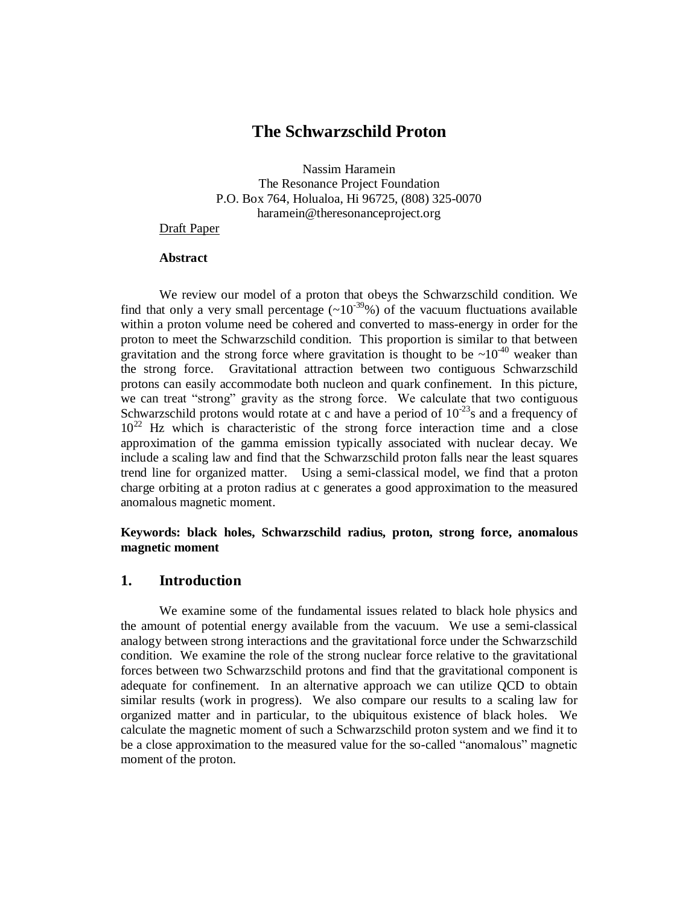# The Schwarzschild Proton

Nassim Haramein
The Resonance Project Foundation
P.O. Box 764, Holualoa, Hi 96725, (808) 325-0070
haramein@theresonanceproject.org

Draft Paper

**Abstract**

We review our model of a proton that obeys the Schwarzschild condition. We find that only a very small percentage ($\sim 10^{-39}$%) of the vacuum fluctuations available within a proton volume need be cohered and converted to mass-energy in order for the proton to meet the Schwarzschild condition. This proportion is similar to that between gravitation and the strong force where gravitation is thought to be $\sim 10^{-40}$ weaker than the strong force. Gravitational attraction between two contiguous Schwarzschild protons can easily accommodate both nucleon and quark confinement. In this picture, we can treat "strong" gravity as the strong force. We calculate that two contiguous Schwarzschild protons would rotate at c and have a period of $10^{-23}$s and a frequency of $10^{22}$ Hz which is characteristic of the strong force interaction time and a close approximation of the gamma emission typically associated with nuclear decay. We include a scaling law and find that the Schwarzschild proton falls near the least squares trend line for organized matter. Using a semi-classical model, we find that a proton charge orbiting at a proton radius at c generates a good approximation to the measured anomalous magnetic moment.

**Keywords: black holes, Schwarzschild radius, proton, strong force, anomalous magnetic moment**

## 1. Introduction

We examine some of the fundamental issues related to black hole physics and the amount of potential energy available from the vacuum. We use a semi-classical analogy between strong interactions and the gravitational force under the Schwarzschild condition. We examine the role of the strong nuclear force relative to the gravitational forces between two Schwarzschild protons and find that the gravitational component is adequate for confinement. In an alternative approach we can utilize QCD to obtain similar results (work in progress). We also compare our results to a scaling law for organized matter and in particular, to the ubiquitous existence of black holes. We calculate the magnetic moment of such a Schwarzschild proton system and we find it to be a close approximation to the measured value for the so-called "anomalous" magnetic moment of the proton.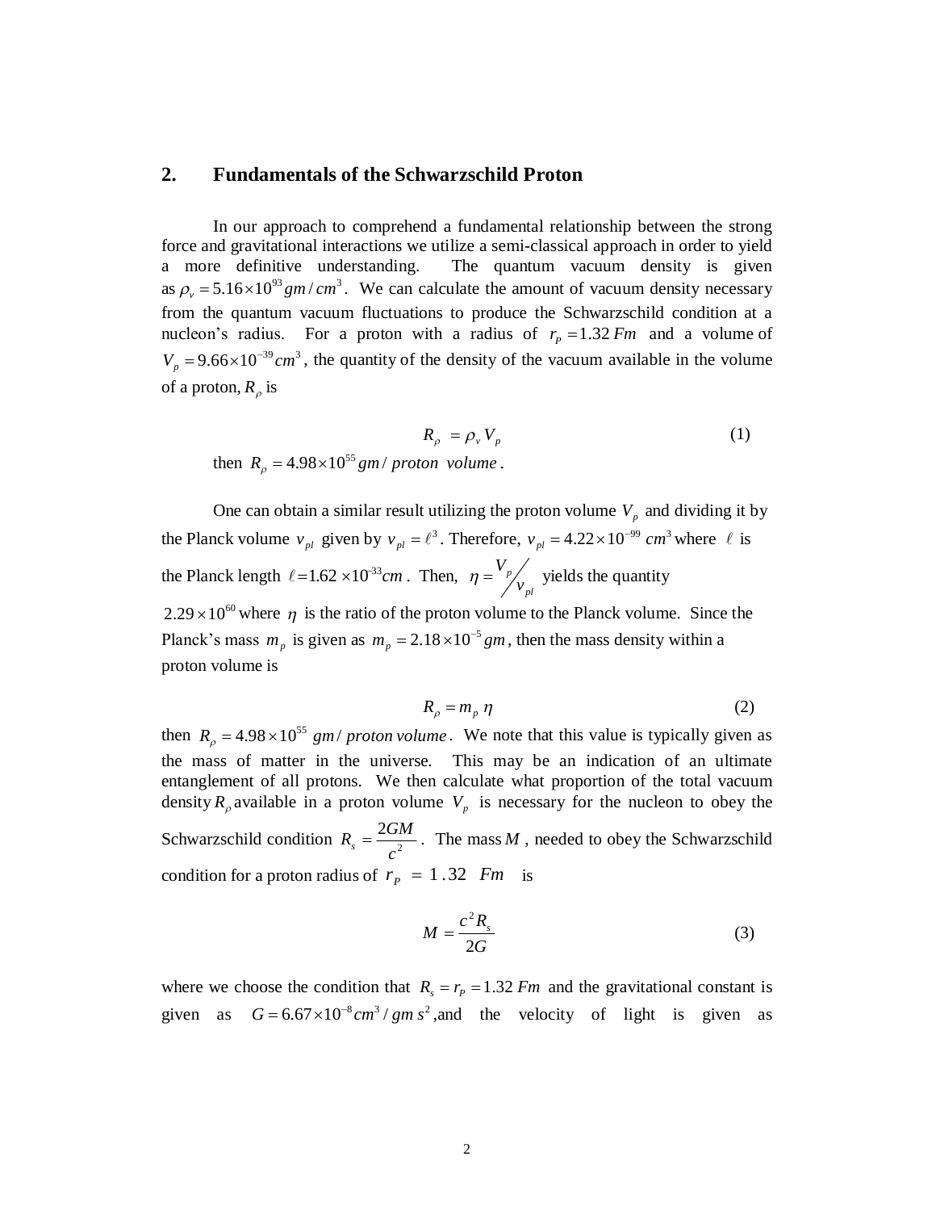## 2. Fundamentals of the Schwarzschild Proton

In our approach to comprehend a fundamental relationship between the strong force and gravitational interactions we utilize a semi-classical approach in order to yield a more definitive understanding. The quantum vacuum density is given as $\rho_v = 5.16 \times 10^{93} gm/cm^3$. We can calculate the amount of vacuum density necessary from the quantum vacuum fluctuations to produce the Schwarzschild condition at a nucleon's radius. For a proton with a radius of $r_P = 1.32\, Fm$ and a volume of $V_p = 9.66 \times 10^{-39} cm^3$, the quantity of the density of the vacuum available in the volume of a proton, $R_\rho$ is

$$R_\rho = \rho_v V_p \tag{1}$$

then $R_\rho = 4.98 \times 10^{55} gm/\,proton\ \ volume$.

One can obtain a similar result utilizing the proton volume $V_p$ and dividing it by the Planck volume $v_{pl}$ given by $v_{pl} = \ell^3$. Therefore, $v_{pl} = 4.22 \times 10^{-99}\ cm^3$ where $\ell$ is the Planck length $\ell = 1.62 \times 10^{-33} cm$. Then, $\eta = {V_p}/{v_{pl}}$ yields the quantity $2.29 \times 10^{60}$ where $\eta$ is the ratio of the proton volume to the Planck volume. Since the Planck's mass $m_p$ is given as $m_p = 2.18 \times 10^{-5} gm$, then the mass density within a proton volume is

$$R_\rho = m_p\, \eta \tag{2}$$

then $R_\rho = 4.98 \times 10^{55}\ gm/\,proton\, volume$. We note that this value is typically given as the mass of matter in the universe. This may be an indication of an ultimate entanglement of all protons. We then calculate what proportion of the total vacuum density $R_\rho$ available in a proton volume $V_p$ is necessary for the nucleon to obey the Schwarzschild condition $R_s = \frac{2GM}{c^2}$. The mass $M$, needed to obey the Schwarzschild condition for a proton radius of $r_P = 1.32\ \ Fm$ is

$$M = \frac{c^2 R_s}{2G} \tag{3}$$

where we choose the condition that $R_s = r_P = 1.32\, Fm$ and the gravitational constant is given as $G = 6.67 \times 10^{-8} cm^3/gm\, s^2$, and the velocity of light is given as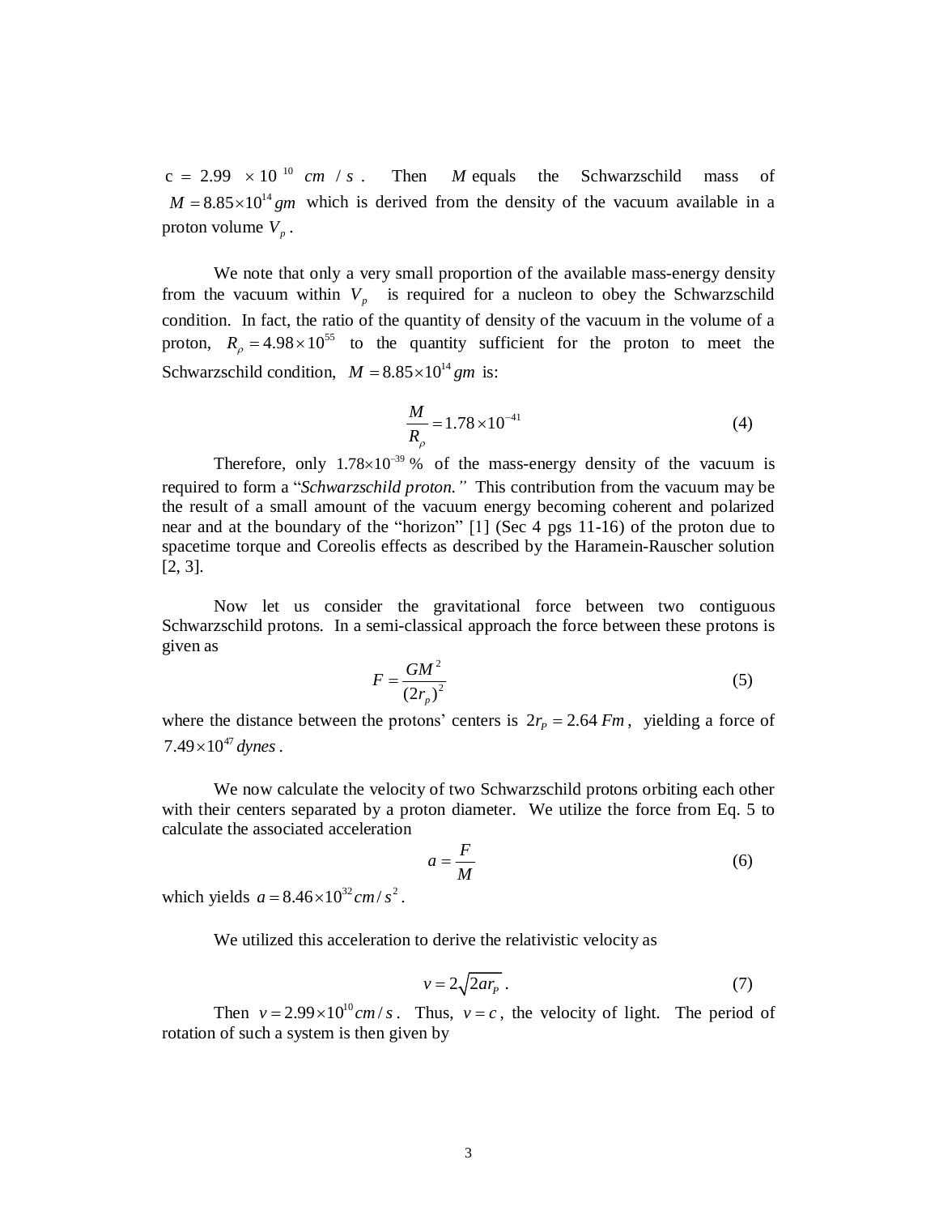$c = 2.99 \times 10^{10}\ cm/s$. Then $M$ equals the Schwarzschild mass of $M = 8.85 \times 10^{14}\, gm$ which is derived from the density of the vacuum available in a proton volume $V_p$.

We note that only a very small proportion of the available mass-energy density from the vacuum within $V_p$ is required for a nucleon to obey the Schwarzschild condition. In fact, the ratio of the quantity of density of the vacuum in the volume of a proton, $R_\rho = 4.98 \times 10^{55}$ to the quantity sufficient for the proton to meet the Schwarzschild condition, $M = 8.85 \times 10^{14}\, gm$ is:

$$\frac{M}{R_\rho} = 1.78 \times 10^{-41} \tag{4}$$

Therefore, only $1.78 \times 10^{-39}\,\%$ of the mass-energy density of the vacuum is required to form a "*Schwarzschild proton.*" This contribution from the vacuum may be the result of a small amount of the vacuum energy becoming coherent and polarized near and at the boundary of the "horizon" [1] (Sec 4 pgs 11-16) of the proton due to spacetime torque and Coreolis effects as described by the Haramein-Rauscher solution [2, 3].

Now let us consider the gravitational force between two contiguous Schwarzschild protons. In a semi-classical approach the force between these protons is given as

$$F = \frac{GM^2}{(2r_p)^2} \tag{5}$$

where the distance between the protons' centers is $2r_P = 2.64\, Fm$, yielding a force of $7.49 \times 10^{47}\, dynes$.

We now calculate the velocity of two Schwarzschild protons orbiting each other with their centers separated by a proton diameter. We utilize the force from Eq. 5 to calculate the associated acceleration

$$a = \frac{F}{M} \tag{6}$$

which yields $a = 8.46 \times 10^{32}\, cm/s^2$.

We utilized this acceleration to derive the relativistic velocity as

$$v = 2\sqrt{2ar_P}\ . \tag{7}$$

Then $v = 2.99 \times 10^{10}\, cm/s$. Thus, $v = c$, the velocity of light. The period of rotation of such a system is then given by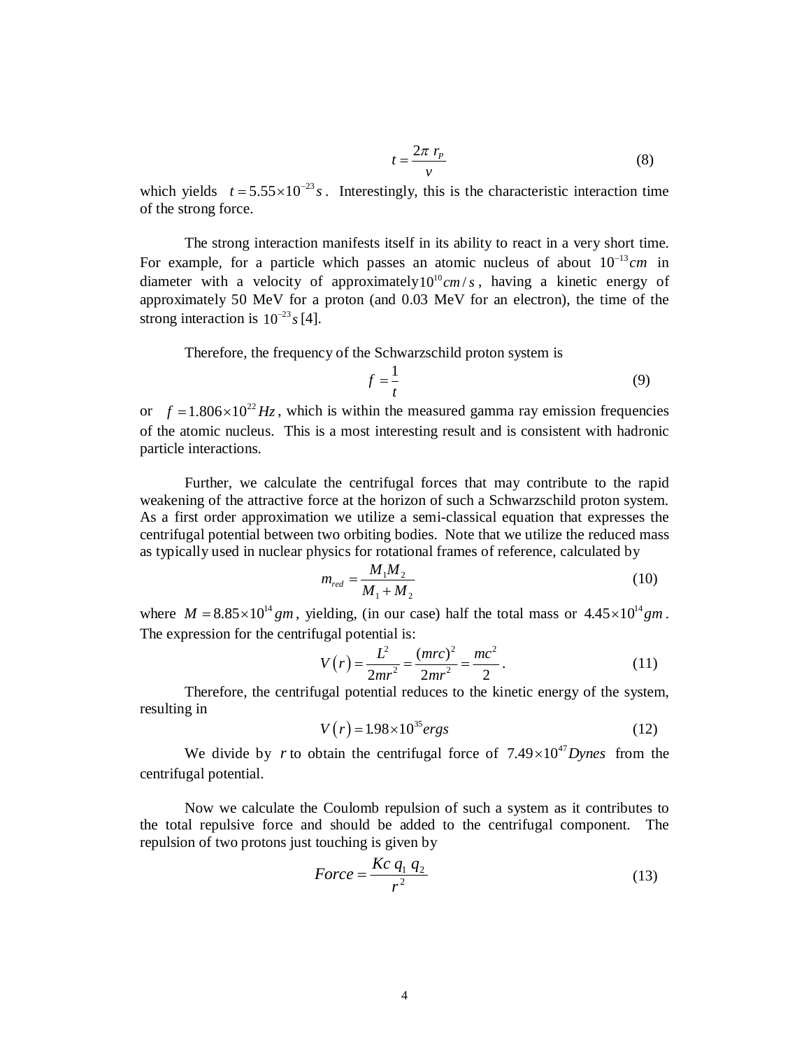$$t = \frac{2\pi \ r_P}{v} \tag{8}$$

which yields $t = 5.55 \times 10^{-23} s$. Interestingly, this is the characteristic interaction time of the strong force.

The strong interaction manifests itself in its ability to react in a very short time. For example, for a particle which passes an atomic nucleus of about $10^{-13} cm$ in diameter with a velocity of approximately $10^{10} cm/s$, having a kinetic energy of approximately 50 MeV for a proton (and 0.03 MeV for an electron), the time of the strong interaction is $10^{-23} s$ [4].

Therefore, the frequency of the Schwarzschild proton system is

$$f = \frac{1}{t} \tag{9}$$

or $f = 1.806 \times 10^{22} Hz$, which is within the measured gamma ray emission frequencies of the atomic nucleus. This is a most interesting result and is consistent with hadronic particle interactions.

Further, we calculate the centrifugal forces that may contribute to the rapid weakening of the attractive force at the horizon of such a Schwarzschild proton system. As a first order approximation we utilize a semi-classical equation that expresses the centrifugal potential between two orbiting bodies. Note that we utilize the reduced mass as typically used in nuclear physics for rotational frames of reference, calculated by

$$m_{red} = \frac{M_1 M_2}{M_1 + M_2} \tag{10}$$

where $M = 8.85 \times 10^{14} gm$, yielding, (in our case) half the total mass or $4.45 \times 10^{14} gm$. The expression for the centrifugal potential is:

$$V(r) = \frac{L^2}{2mr^2} = \frac{(mrc)^2}{2mr^2} = \frac{mc^2}{2}. \tag{11}$$

Therefore, the centrifugal potential reduces to the kinetic energy of the system, resulting in

$$V(r) = 1.98 \times 10^{35} ergs \tag{12}$$

We divide by $r$ to obtain the centrifugal force of $7.49 \times 10^{47} Dynes$ from the centrifugal potential.

Now we calculate the Coulomb repulsion of such a system as it contributes to the total repulsive force and should be added to the centrifugal component. The repulsion of two protons just touching is given by

$$Force = \frac{Kc \ q_1 \ q_2}{r^2} \tag{13}$$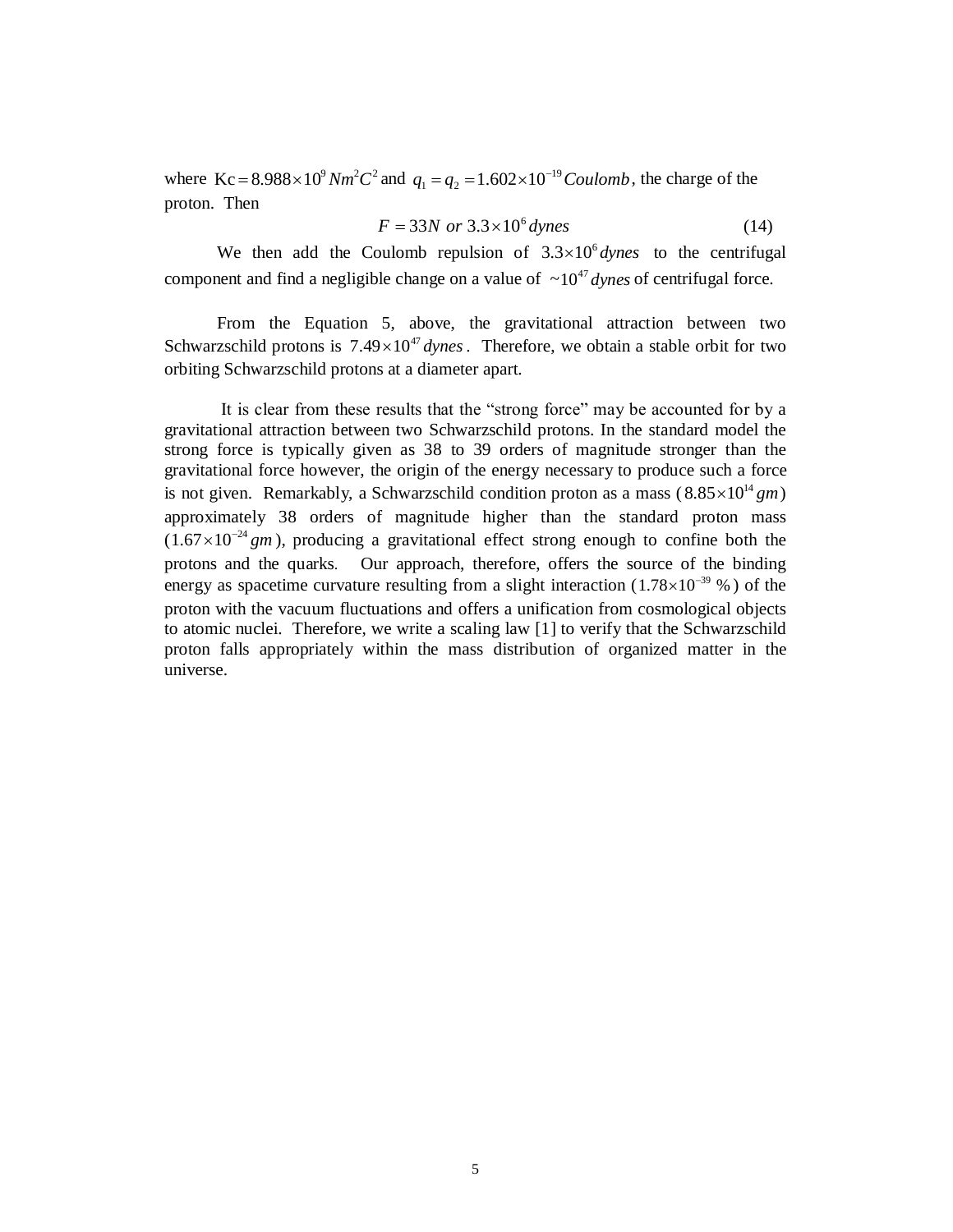where $\mathrm{Kc} = 8.988 \times 10^{9}\, Nm^{2}C^{2}$ and $q_1 = q_2 = 1.602 \times 10^{-19}\, Coulomb$, the charge of the proton. Then

$$F = 33N \ or \ 3.3 \times 10^{6}\, dynes \tag{14}$$

We then add the Coulomb repulsion of $3.3 \times 10^{6}\, dynes$ to the centrifugal component and find a negligible change on a value of $\sim 10^{47}\, dynes$ of centrifugal force.

From the Equation 5, above, the gravitational attraction between two Schwarzschild protons is $7.49 \times 10^{47}\, dynes$. Therefore, we obtain a stable orbit for two orbiting Schwarzschild protons at a diameter apart.

It is clear from these results that the "strong force" may be accounted for by a gravitational attraction between two Schwarzschild protons. In the standard model the strong force is typically given as 38 to 39 orders of magnitude stronger than the gravitational force however, the origin of the energy necessary to produce such a force is not given. Remarkably, a Schwarzschild condition proton as a mass ($8.85 \times 10^{14}\, gm$) approximately 38 orders of magnitude higher than the standard proton mass ($1.67 \times 10^{-24}\, gm$), producing a gravitational effect strong enough to confine both the protons and the quarks. Our approach, therefore, offers the source of the binding energy as spacetime curvature resulting from a slight interaction ($1.78 \times 10^{-39}\, \%$) of the proton with the vacuum fluctuations and offers a unification from cosmological objects to atomic nuclei. Therefore, we write a scaling law [1] to verify that the Schwarzschild proton falls appropriately within the mass distribution of organized matter in the universe.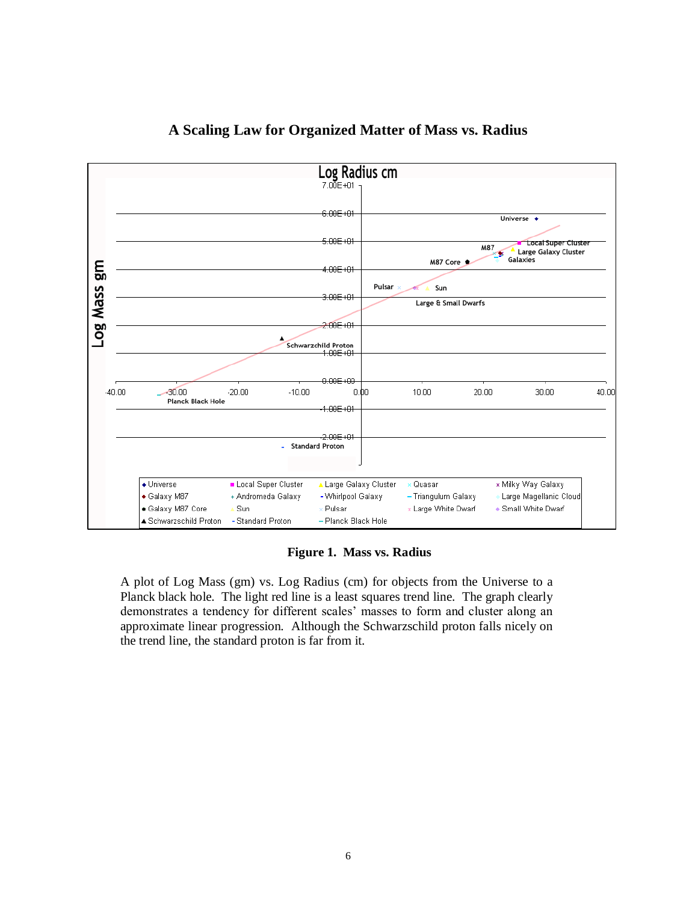## A Scaling Law for Organized Matter of Mass vs. Radius

**Figure 1. Mass vs. Radius**

A plot of Log Mass (gm) vs. Log Radius (cm) for objects from the Universe to a Planck black hole. The light red line is a least squares trend line. The graph clearly demonstrates a tendency for different scales' masses to form and cluster along an approximate linear progression. Although the Schwarzschild proton falls nicely on the trend line, the standard proton is far from it.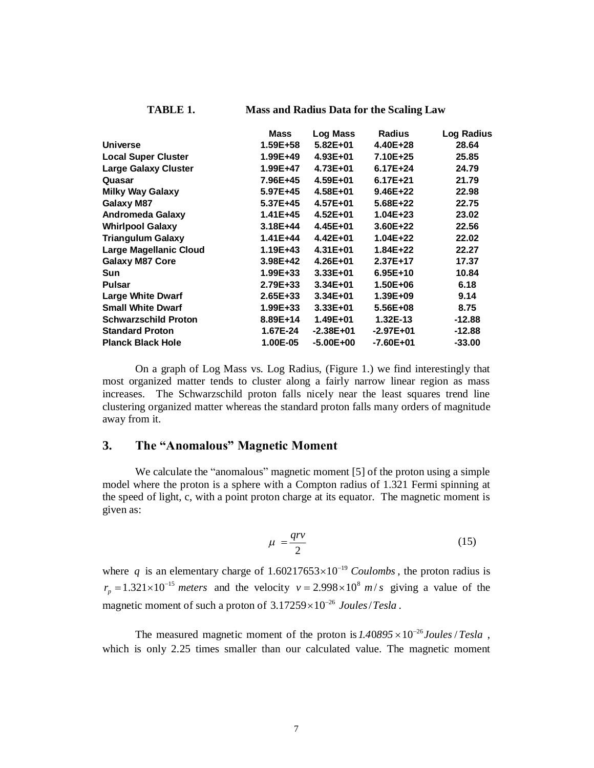**TABLE 1.** **Mass and Radius Data for the Scaling Law**

| | Mass | Log Mass | Radius | Log Radius |
|---|---|---|---|---|
| **Universe** | 1.59E+58 | 5.82E+01 | 4.40E+28 | 28.64 |
| **Local Super Cluster** | 1.99E+49 | 4.93E+01 | 7.10E+25 | 25.85 |
| **Large Galaxy Cluster** | 1.99E+47 | 4.73E+01 | 6.17E+24 | 24.79 |
| **Quasar** | 7.96E+45 | 4.59E+01 | 6.17E+21 | 21.79 |
| **Milky Way Galaxy** | 5.97E+45 | 4.58E+01 | 9.46E+22 | 22.98 |
| **Galaxy M87** | 5.37E+45 | 4.57E+01 | 5.68E+22 | 22.75 |
| **Andromeda Galaxy** | 1.41E+45 | 4.52E+01 | 1.04E+23 | 23.02 |
| **Whirlpool Galaxy** | 3.18E+44 | 4.45E+01 | 3.60E+22 | 22.56 |
| **Triangulum Galaxy** | 1.41E+44 | 4.42E+01 | 1.04E+22 | 22.02 |
| **Large Magellanic Cloud** | 1.19E+43 | 4.31E+01 | 1.84E+22 | 22.27 |
| **Galaxy M87 Core** | 3.98E+42 | 4.26E+01 | 2.37E+17 | 17.37 |
| **Sun** | 1.99E+33 | 3.33E+01 | 6.95E+10 | 10.84 |
| **Pulsar** | 2.79E+33 | 3.34E+01 | 1.50E+06 | 6.18 |
| **Large White Dwarf** | 2.65E+33 | 3.34E+01 | 1.39E+09 | 9.14 |
| **Small White Dwarf** | 1.99E+33 | 3.33E+01 | 5.56E+08 | 8.75 |
| **Schwarzschild Proton** | 8.89E+14 | 1.49E+01 | 1.32E-13 | -12.88 |
| **Standard Proton** | 1.67E-24 | -2.38E+01 | -2.97E+01 | -12.88 |
| **Planck Black Hole** | 1.00E-05 | -5.00E+00 | -7.60E+01 | -33.00 |

On a graph of Log Mass vs. Log Radius, (Figure 1.) we find interestingly that most organized matter tends to cluster along a fairly narrow linear region as mass increases. The Schwarzschild proton falls nicely near the least squares trend line clustering organized matter whereas the standard proton falls many orders of magnitude away from it.

## 3. The "Anomalous" Magnetic Moment

We calculate the "anomalous" magnetic moment [5] of the proton using a simple model where the proton is a sphere with a Compton radius of 1.321 Fermi spinning at the speed of light, c, with a point proton charge at its equator. The magnetic moment is given as:

$$\mu = \frac{qrv}{2} \tag{15}$$

where $q$ is an elementary charge of $1.60217653 \times 10^{-19}$ *Coulombs*, the proton radius is $r_p = 1.321 \times 10^{-15}$ *meters* and the velocity $v = 2.998 \times 10^{8}\ m/s$ giving a value of the magnetic moment of such a proton of $3.17259 \times 10^{-26}$ *Joules/Tesla*.

The measured magnetic moment of the proton is $1.40895 \times 10^{-26}$ *Joules/Tesla*, which is only 2.25 times smaller than our calculated value. The magnetic moment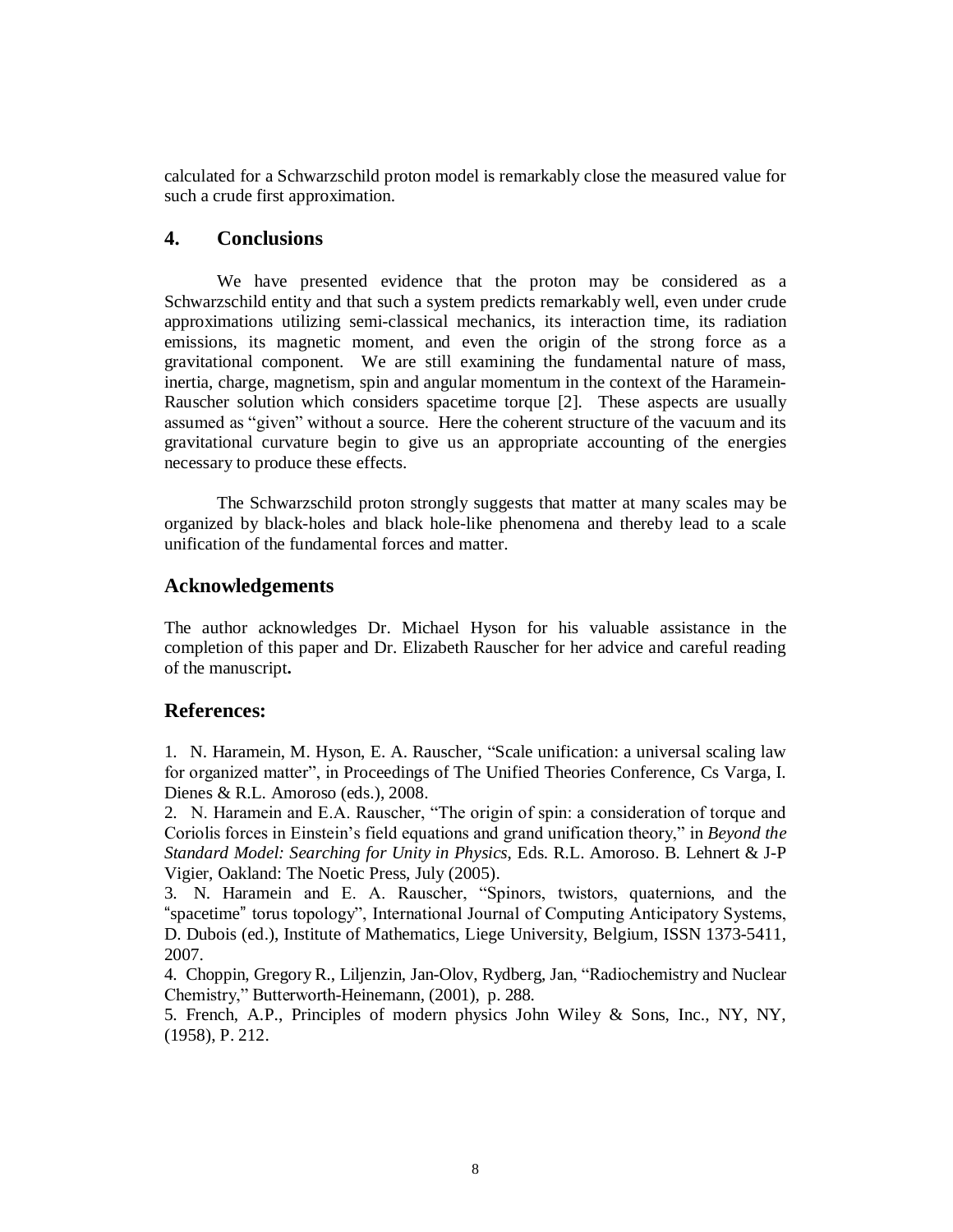calculated for a Schwarzschild proton model is remarkably close the measured value for such a crude first approximation.

## 4. Conclusions

We have presented evidence that the proton may be considered as a Schwarzschild entity and that such a system predicts remarkably well, even under crude approximations utilizing semi-classical mechanics, its interaction time, its radiation emissions, its magnetic moment, and even the origin of the strong force as a gravitational component. We are still examining the fundamental nature of mass, inertia, charge, magnetism, spin and angular momentum in the context of the Haramein-Rauscher solution which considers spacetime torque [2]. These aspects are usually assumed as "given" without a source. Here the coherent structure of the vacuum and its gravitational curvature begin to give us an appropriate accounting of the energies necessary to produce these effects.

The Schwarzschild proton strongly suggests that matter at many scales may be organized by black-holes and black hole-like phenomena and thereby lead to a scale unification of the fundamental forces and matter.

## Acknowledgements

The author acknowledges Dr. Michael Hyson for his valuable assistance in the completion of this paper and Dr. Elizabeth Rauscher for her advice and careful reading of the manuscript**.**

## References:

1. N. Haramein, M. Hyson, E. A. Rauscher, "Scale unification: a universal scaling law for organized matter", in Proceedings of The Unified Theories Conference, Cs Varga, I. Dienes & R.L. Amoroso (eds.), 2008.
2. N. Haramein and E.A. Rauscher, "The origin of spin: a consideration of torque and Coriolis forces in Einstein's field equations and grand unification theory," in *Beyond the Standard Model: Searching for Unity in Physics*, Eds. R.L. Amoroso. B. Lehnert & J-P Vigier, Oakland: The Noetic Press, July (2005).
3. N. Haramein and E. A. Rauscher, "Spinors, twistors, quaternions, and the "spacetime" torus topology", International Journal of Computing Anticipatory Systems, D. Dubois (ed.), Institute of Mathematics, Liege University, Belgium, ISSN 1373-5411, 2007.
4. Choppin, Gregory R., Liljenzin, Jan-Olov, Rydberg, Jan, "Radiochemistry and Nuclear Chemistry," Butterworth-Heinemann, (2001), p. 288.
5. French, A.P., Principles of modern physics John Wiley & Sons, Inc., NY, NY, (1958), P. 212.